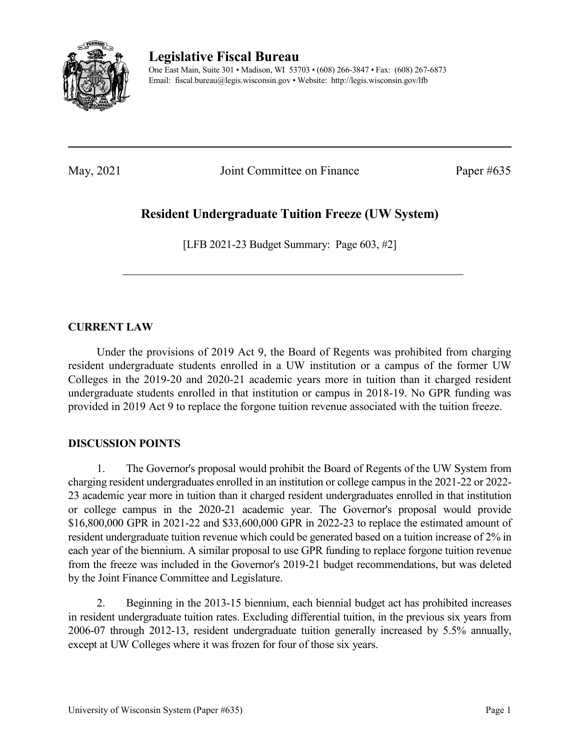# Legislative Fiscal Bureau

One East Main, Suite 301 • Madison, WI 53703 • (608) 266-3847 • Fax: (608) 267-6873
Email: fiscal.bureau@legis.wisconsin.gov • Website: http://legis.wisconsin.gov/lfb

---

May, 2021 Joint Committee on Finance Paper #635

## Resident Undergraduate Tuition Freeze (UW System)

[LFB 2021-23 Budget Summary: Page 603, #2]

---

### CURRENT LAW

Under the provisions of 2019 Act 9, the Board of Regents was prohibited from charging resident undergraduate students enrolled in a UW institution or a campus of the former UW Colleges in the 2019-20 and 2020-21 academic years more in tuition than it charged resident undergraduate students enrolled in that institution or campus in 2018-19. No GPR funding was provided in 2019 Act 9 to replace the forgone tuition revenue associated with the tuition freeze.

### DISCUSSION POINTS

1. The Governor's proposal would prohibit the Board of Regents of the UW System from charging resident undergraduates enrolled in an institution or college campus in the 2021-22 or 2022-23 academic year more in tuition than it charged resident undergraduates enrolled in that institution or college campus in the 2020-21 academic year. The Governor's proposal would provide $16,800,000 GPR in 2021-22 and $33,600,000 GPR in 2022-23 to replace the estimated amount of resident undergraduate tuition revenue which could be generated based on a tuition increase of 2% in each year of the biennium. A similar proposal to use GPR funding to replace forgone tuition revenue from the freeze was included in the Governor's 2019-21 budget recommendations, but was deleted by the Joint Finance Committee and Legislature.

2. Beginning in the 2013-15 biennium, each biennial budget act has prohibited increases in resident undergraduate tuition rates. Excluding differential tuition, in the previous six years from 2006-07 through 2012-13, resident undergraduate tuition generally increased by 5.5% annually, except at UW Colleges where it was frozen for four of those six years.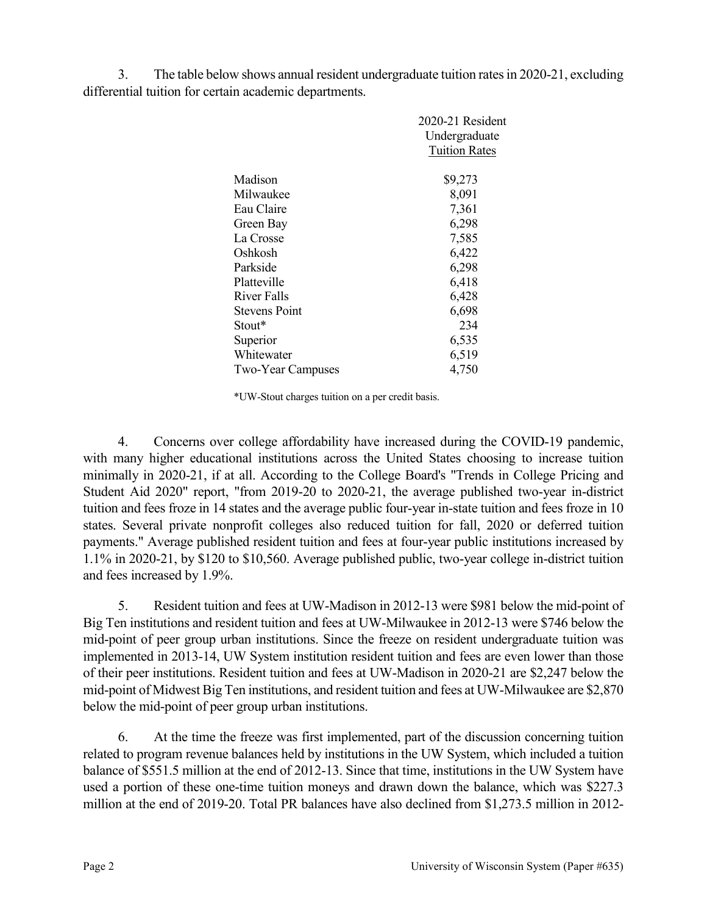3. The table below shows annual resident undergraduate tuition rates in 2020-21, excluding differential tuition for certain academic departments.

| | 2020-21 Resident Undergraduate Tuition Rates |
|---|---|
| Madison | $9,273 |
| Milwaukee | 8,091 |
| Eau Claire | 7,361 |
| Green Bay | 6,298 |
| La Crosse | 7,585 |
| Oshkosh | 6,422 |
| Parkside | 6,298 |
| Platteville | 6,418 |
| River Falls | 6,428 |
| Stevens Point | 6,698 |
| Stout* | 234 |
| Superior | 6,535 |
| Whitewater | 6,519 |
| Two-Year Campuses | 4,750 |

*UW-Stout charges tuition on a per credit basis.

4. Concerns over college affordability have increased during the COVID-19 pandemic, with many higher educational institutions across the United States choosing to increase tuition minimally in 2020-21, if at all. According to the College Board's "Trends in College Pricing and Student Aid 2020" report, "from 2019-20 to 2020-21, the average published two-year in-district tuition and fees froze in 14 states and the average public four-year in-state tuition and fees froze in 10 states. Several private nonprofit colleges also reduced tuition for fall, 2020 or deferred tuition payments." Average published resident tuition and fees at four-year public institutions increased by 1.1% in 2020-21, by $120 to $10,560. Average published public, two-year college in-district tuition and fees increased by 1.9%.

5. Resident tuition and fees at UW-Madison in 2012-13 were $981 below the mid-point of Big Ten institutions and resident tuition and fees at UW-Milwaukee in 2012-13 were $746 below the mid-point of peer group urban institutions. Since the freeze on resident undergraduate tuition was implemented in 2013-14, UW System institution resident tuition and fees are even lower than those of their peer institutions. Resident tuition and fees at UW-Madison in 2020-21 are $2,247 below the mid-point of Midwest Big Ten institutions, and resident tuition and fees at UW-Milwaukee are $2,870 below the mid-point of peer group urban institutions.

6. At the time the freeze was first implemented, part of the discussion concerning tuition related to program revenue balances held by institutions in the UW System, which included a tuition balance of $551.5 million at the end of 2012-13. Since that time, institutions in the UW System have used a portion of these one-time tuition moneys and drawn down the balance, which was $227.3 million at the end of 2019-20. Total PR balances have also declined from $1,273.5 million in 2012-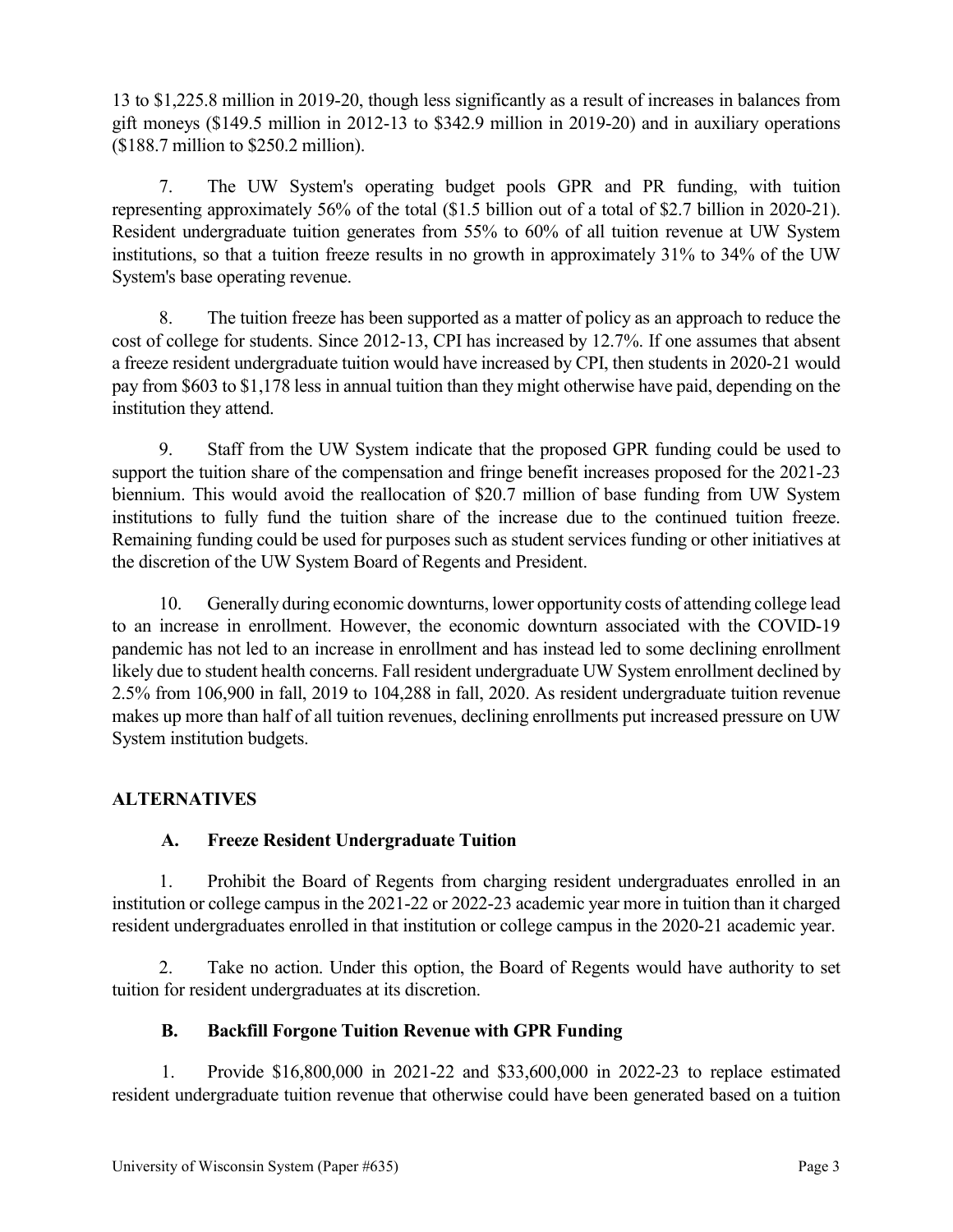13 to $1,225.8 million in 2019-20, though less significantly as a result of increases in balances from gift moneys ($149.5 million in 2012-13 to $342.9 million in 2019-20) and in auxiliary operations ($188.7 million to $250.2 million).

7. The UW System's operating budget pools GPR and PR funding, with tuition representing approximately 56% of the total ($1.5 billion out of a total of $2.7 billion in 2020-21). Resident undergraduate tuition generates from 55% to 60% of all tuition revenue at UW System institutions, so that a tuition freeze results in no growth in approximately 31% to 34% of the UW System's base operating revenue.

8. The tuition freeze has been supported as a matter of policy as an approach to reduce the cost of college for students. Since 2012-13, CPI has increased by 12.7%. If one assumes that absent a freeze resident undergraduate tuition would have increased by CPI, then students in 2020-21 would pay from $603 to $1,178 less in annual tuition than they might otherwise have paid, depending on the institution they attend.

9. Staff from the UW System indicate that the proposed GPR funding could be used to support the tuition share of the compensation and fringe benefit increases proposed for the 2021-23 biennium. This would avoid the reallocation of $20.7 million of base funding from UW System institutions to fully fund the tuition share of the increase due to the continued tuition freeze. Remaining funding could be used for purposes such as student services funding or other initiatives at the discretion of the UW System Board of Regents and President.

10. Generally during economic downturns, lower opportunity costs of attending college lead to an increase in enrollment. However, the economic downturn associated with the COVID-19 pandemic has not led to an increase in enrollment and has instead led to some declining enrollment likely due to student health concerns. Fall resident undergraduate UW System enrollment declined by 2.5% from 106,900 in fall, 2019 to 104,288 in fall, 2020. As resident undergraduate tuition revenue makes up more than half of all tuition revenues, declining enrollments put increased pressure on UW System institution budgets.

## ALTERNATIVES

### A. Freeze Resident Undergraduate Tuition

1. Prohibit the Board of Regents from charging resident undergraduates enrolled in an institution or college campus in the 2021-22 or 2022-23 academic year more in tuition than it charged resident undergraduates enrolled in that institution or college campus in the 2020-21 academic year.

2. Take no action. Under this option, the Board of Regents would have authority to set tuition for resident undergraduates at its discretion.

### B. Backfill Forgone Tuition Revenue with GPR Funding

1. Provide $16,800,000 in 2021-22 and $33,600,000 in 2022-23 to replace estimated resident undergraduate tuition revenue that otherwise could have been generated based on a tuition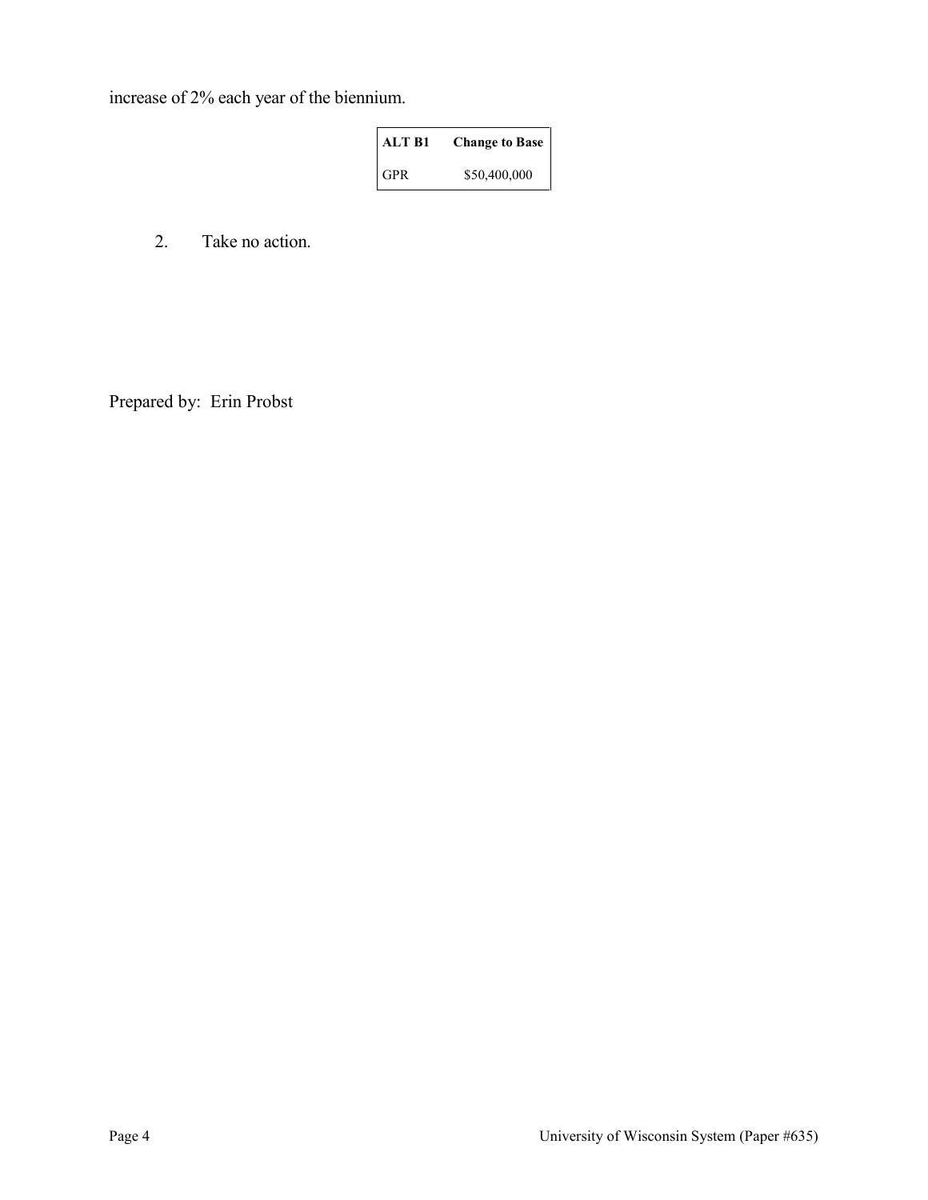increase of 2% each year of the biennium.

| ALT B1 | Change to Base |
| --- | --- |
| GPR | $50,400,000 |

2. Take no action.

Prepared by: Erin Probst